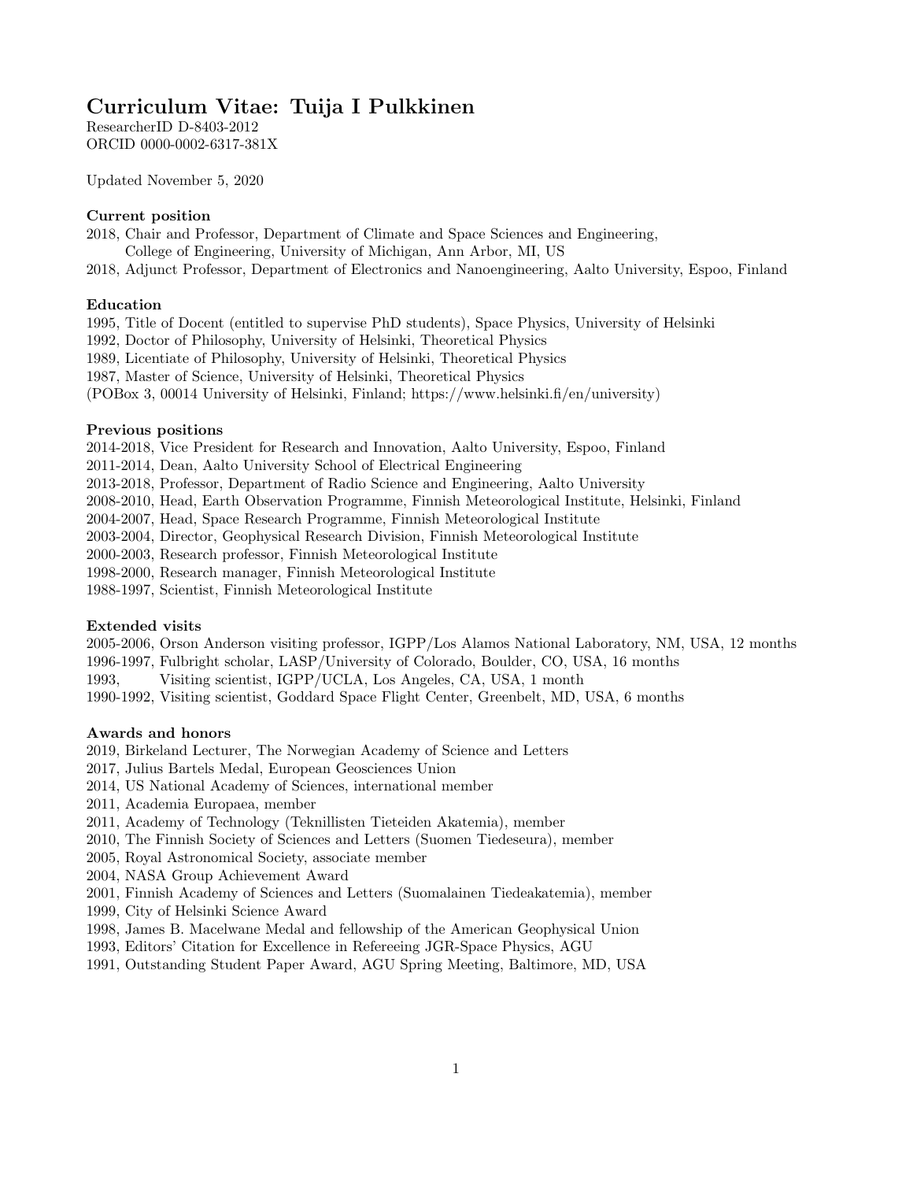# Curriculum Vitae: Tuija I Pulkkinen

ResearcherID D-8403-2012
ORCID 0000-0002-6317-381X

Updated November 5, 2020

### Current position

2018, Chair and Professor, Department of Climate and Space Sciences and Engineering,
College of Engineering, University of Michigan, Ann Arbor, MI, US
2018, Adjunct Professor, Department of Electronics and Nanoengineering, Aalto University, Espoo, Finland

### Education

1995, Title of Docent (entitled to supervise PhD students), Space Physics, University of Helsinki
1992, Doctor of Philosophy, University of Helsinki, Theoretical Physics
1989, Licentiate of Philosophy, University of Helsinki, Theoretical Physics
1987, Master of Science, University of Helsinki, Theoretical Physics
(POBox 3, 00014 University of Helsinki, Finland; https://www.helsinki.fi/en/university)

### Previous positions

2014-2018, Vice President for Research and Innovation, Aalto University, Espoo, Finland
2011-2014, Dean, Aalto University School of Electrical Engineering
2013-2018, Professor, Department of Radio Science and Engineering, Aalto University
2008-2010, Head, Earth Observation Programme, Finnish Meteorological Institute, Helsinki, Finland
2004-2007, Head, Space Research Programme, Finnish Meteorological Institute
2003-2004, Director, Geophysical Research Division, Finnish Meteorological Institute
2000-2003, Research professor, Finnish Meteorological Institute
1998-2000, Research manager, Finnish Meteorological Institute
1988-1997, Scientist, Finnish Meteorological Institute

### Extended visits

2005-2006, Orson Anderson visiting professor, IGPP/Los Alamos National Laboratory, NM, USA, 12 months
1996-1997, Fulbright scholar, LASP/University of Colorado, Boulder, CO, USA, 16 months
1993, Visiting scientist, IGPP/UCLA, Los Angeles, CA, USA, 1 month
1990-1992, Visiting scientist, Goddard Space Flight Center, Greenbelt, MD, USA, 6 months

### Awards and honors

2019, Birkeland Lecturer, The Norwegian Academy of Science and Letters
2017, Julius Bartels Medal, European Geosciences Union
2014, US National Academy of Sciences, international member
2011, Academia Europaea, member
2011, Academy of Technology (Teknillisten Tieteiden Akatemia), member
2010, The Finnish Society of Sciences and Letters (Suomen Tiedeseura), member
2005, Royal Astronomical Society, associate member
2004, NASA Group Achievement Award
2001, Finnish Academy of Sciences and Letters (Suomalainen Tiedeakatemia), member
1999, City of Helsinki Science Award
1998, James B. Macelwane Medal and fellowship of the American Geophysical Union
1993, Editors' Citation for Excellence in Refereeing JGR-Space Physics, AGU
1991, Outstanding Student Paper Award, AGU Spring Meeting, Baltimore, MD, USA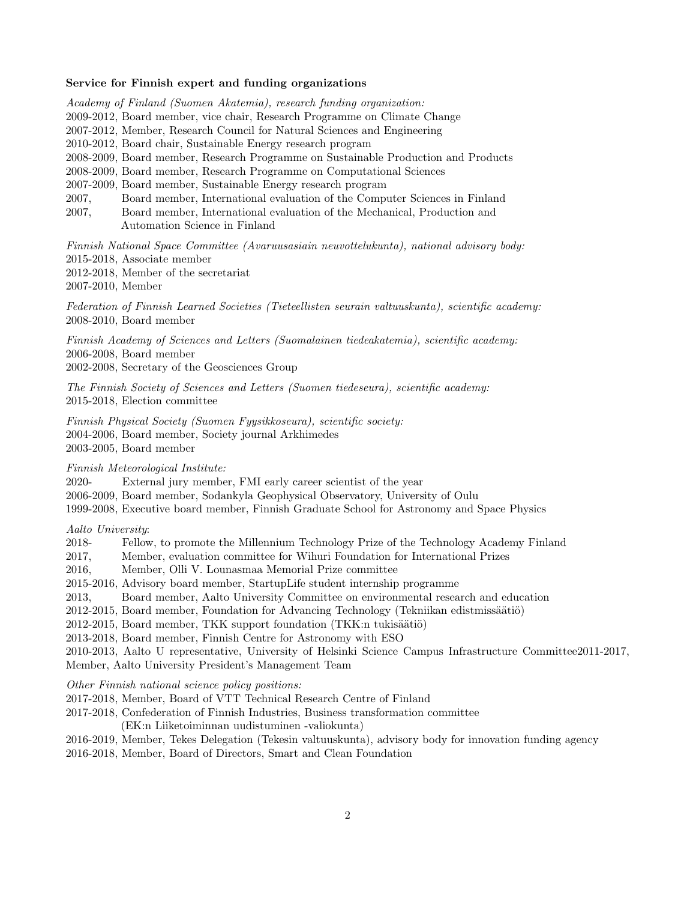**Service for Finnish expert and funding organizations**

*Academy of Finland (Suomen Akatemia), research funding organization:*
2009-2012, Board member, vice chair, Research Programme on Climate Change
2007-2012, Member, Research Council for Natural Sciences and Engineering
2010-2012, Board chair, Sustainable Energy research program
2008-2009, Board member, Research Programme on Sustainable Production and Products
2008-2009, Board member, Research Programme on Computational Sciences
2007-2009, Board member, Sustainable Energy research program
2007, Board member, International evaluation of the Computer Sciences in Finland
2007, Board member, International evaluation of the Mechanical, Production and Automation Science in Finland

*Finnish National Space Committee (Avaruusasiain neuvottelukunta), national advisory body:*
2015-2018, Associate member
2012-2018, Member of the secretariat
2007-2010, Member

*Federation of Finnish Learned Societies (Tieteellisten seurain valtuuskunta), scientific academy:*
2008-2010, Board member

*Finnish Academy of Sciences and Letters (Suomalainen tiedeakatemia), scientific academy:*
2006-2008, Board member
2002-2008, Secretary of the Geosciences Group

*The Finnish Society of Sciences and Letters (Suomen tiedeseura), scientific academy:*
2015-2018, Election committee

*Finnish Physical Society (Suomen Fyysikkoseura), scientific society:*
2004-2006, Board member, Society journal Arkhimedes
2003-2005, Board member

*Finnish Meteorological Institute:*
2020- External jury member, FMI early career scientist of the year
2006-2009, Board member, Sodankyla Geophysical Observatory, University of Oulu
1999-2008, Executive board member, Finnish Graduate School for Astronomy and Space Physics

*Aalto University*:
2018- Fellow, to promote the Millennium Technology Prize of the Technology Academy Finland
2017, Member, evaluation committee for Wihuri Foundation for International Prizes
2016, Member, Olli V. Lounasmaa Memorial Prize committee
2015-2016, Advisory board member, StartupLife student internship programme
2013, Board member, Aalto University Committee on environmental research and education
2012-2015, Board member, Foundation for Advancing Technology (Tekniikan edistmissäätiö)
2012-2015, Board member, TKK support foundation (TKK:n tukisäätiö)
2013-2018, Board member, Finnish Centre for Astronomy with ESO
2010-2013, Aalto U representative, University of Helsinki Science Campus Infrastructure Committee2011-2017, Member, Aalto University President's Management Team

*Other Finnish national science policy positions:*
2017-2018, Member, Board of VTT Technical Research Centre of Finland
2017-2018, Confederation of Finnish Industries, Business transformation committee (EK:n Liiketoiminnan uudistuminen -valiokunta)
2016-2019, Member, Tekes Delegation (Tekesin valtuuskunta), advisory body for innovation funding agency
2016-2018, Member, Board of Directors, Smart and Clean Foundation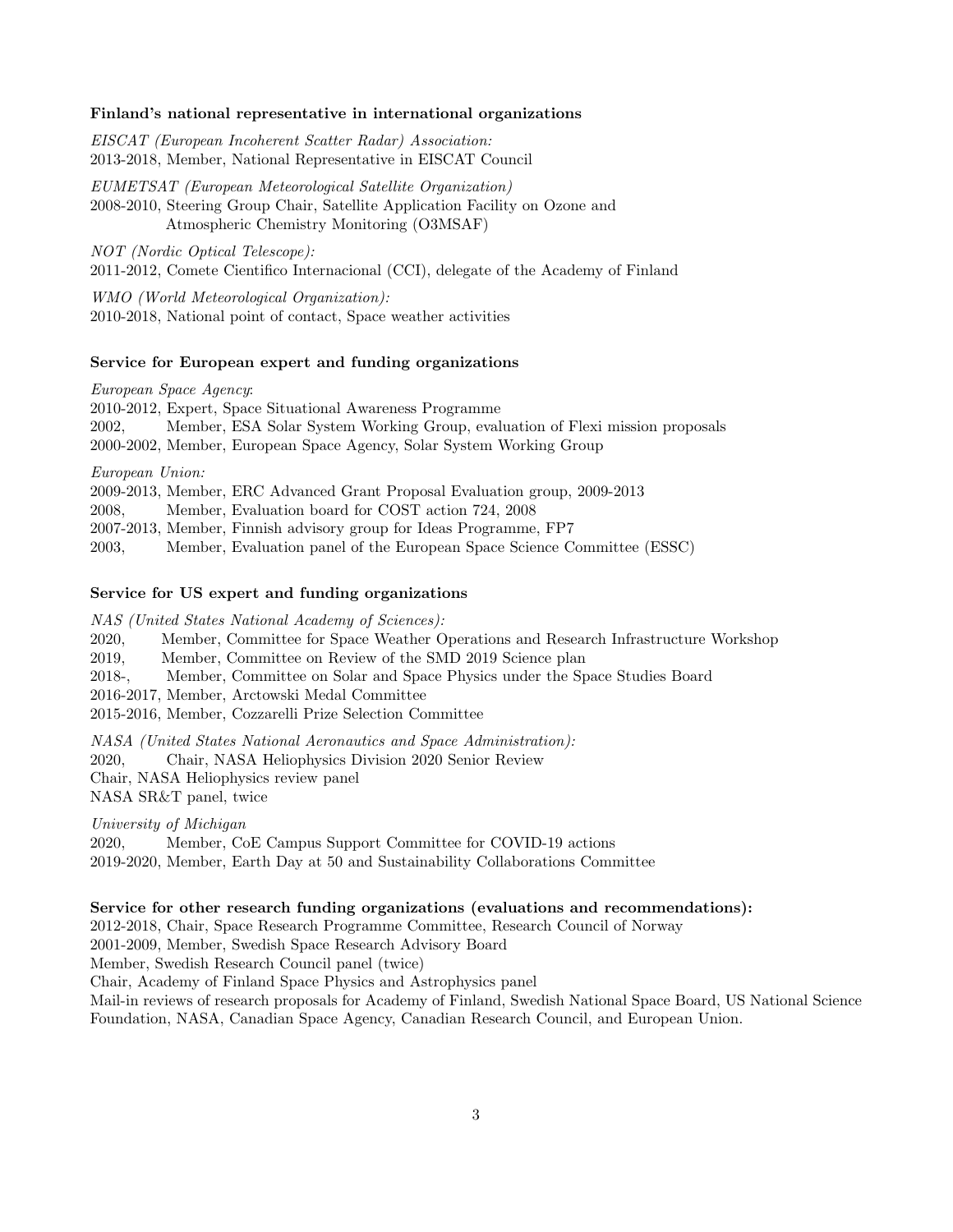### Finland's national representative in international organizations

*EISCAT (European Incoherent Scatter Radar) Association:*
2013-2018, Member, National Representative in EISCAT Council

*EUMETSAT (European Meteorological Satellite Organization)*
2008-2010, Steering Group Chair, Satellite Application Facility on Ozone and Atmospheric Chemistry Monitoring (O3MSAF)

*NOT (Nordic Optical Telescope):*
2011-2012, Comete Cientifico Internacional (CCI), delegate of the Academy of Finland

*WMO (World Meteorological Organization):*
2010-2018, National point of contact, Space weather activities

### Service for European expert and funding organizations

*European Space Agency*:
2010-2012, Expert, Space Situational Awareness Programme
2002, Member, ESA Solar System Working Group, evaluation of Flexi mission proposals
2000-2002, Member, European Space Agency, Solar System Working Group

*European Union:*
2009-2013, Member, ERC Advanced Grant Proposal Evaluation group, 2009-2013
2008, Member, Evaluation board for COST action 724, 2008
2007-2013, Member, Finnish advisory group for Ideas Programme, FP7
2003, Member, Evaluation panel of the European Space Science Committee (ESSC)

### Service for US expert and funding organizations

*NAS (United States National Academy of Sciences):*
2020, Member, Committee for Space Weather Operations and Research Infrastructure Workshop
2019, Member, Committee on Review of the SMD 2019 Science plan
2018-, Member, Committee on Solar and Space Physics under the Space Studies Board
2016-2017, Member, Arctowski Medal Committee
2015-2016, Member, Cozzarelli Prize Selection Committee

*NASA (United States National Aeronautics and Space Administration):*
2020, Chair, NASA Heliophysics Division 2020 Senior Review
Chair, NASA Heliophysics review panel
NASA SR&T panel, twice

*University of Michigan*
2020, Member, CoE Campus Support Committee for COVID-19 actions
2019-2020, Member, Earth Day at 50 and Sustainability Collaborations Committee

### Service for other research funding organizations (evaluations and recommendations):

2012-2018, Chair, Space Research Programme Committee, Research Council of Norway
2001-2009, Member, Swedish Space Research Advisory Board
Member, Swedish Research Council panel (twice)
Chair, Academy of Finland Space Physics and Astrophysics panel
Mail-in reviews of research proposals for Academy of Finland, Swedish National Space Board, US National Science Foundation, NASA, Canadian Space Agency, Canadian Research Council, and European Union.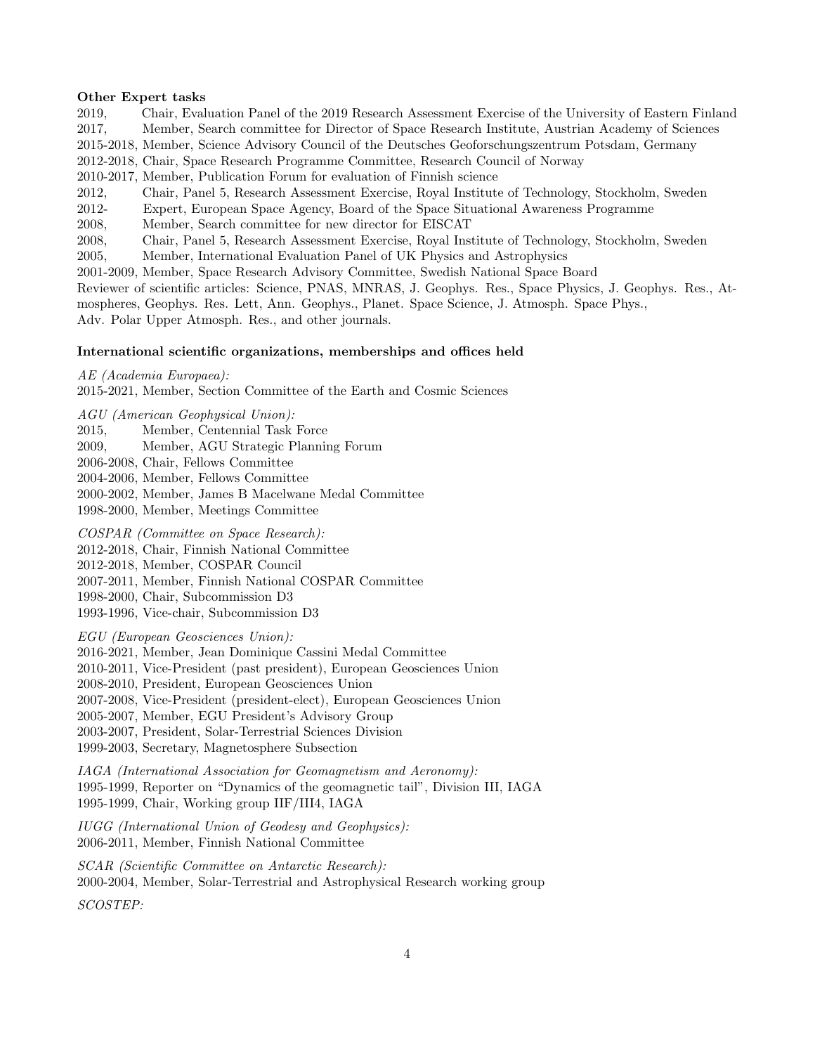**Other Expert tasks**

2019, Chair, Evaluation Panel of the 2019 Research Assessment Exercise of the University of Eastern Finland
2017, Member, Search committee for Director of Space Research Institute, Austrian Academy of Sciences
2015-2018, Member, Science Advisory Council of the Deutsches Geoforschungszentrum Potsdam, Germany
2012-2018, Chair, Space Research Programme Committee, Research Council of Norway
2010-2017, Member, Publication Forum for evaluation of Finnish science
2012, Chair, Panel 5, Research Assessment Exercise, Royal Institute of Technology, Stockholm, Sweden
2012- Expert, European Space Agency, Board of the Space Situational Awareness Programme
2008, Member, Search committee for new director for EISCAT
2008, Chair, Panel 5, Research Assessment Exercise, Royal Institute of Technology, Stockholm, Sweden
2005, Member, International Evaluation Panel of UK Physics and Astrophysics
2001-2009, Member, Space Research Advisory Committee, Swedish National Space Board
Reviewer of scientific articles: Science, PNAS, MNRAS, J. Geophys. Res., Space Physics, J. Geophys. Res., Atmospheres, Geophys. Res. Lett, Ann. Geophys., Planet. Space Science, J. Atmosph. Space Phys., Adv. Polar Upper Atmosph. Res., and other journals.

**International scientific organizations, memberships and offices held**

*AE (Academia Europaea):*
2015-2021, Member, Section Committee of the Earth and Cosmic Sciences

*AGU (American Geophysical Union):*
2015, Member, Centennial Task Force
2009, Member, AGU Strategic Planning Forum
2006-2008, Chair, Fellows Committee
2004-2006, Member, Fellows Committee
2000-2002, Member, James B Macelwane Medal Committee
1998-2000, Member, Meetings Committee

*COSPAR (Committee on Space Research):*
2012-2018, Chair, Finnish National Committee
2012-2018, Member, COSPAR Council
2007-2011, Member, Finnish National COSPAR Committee
1998-2000, Chair, Subcommission D3
1993-1996, Vice-chair, Subcommission D3

*EGU (European Geosciences Union):*
2016-2021, Member, Jean Dominique Cassini Medal Committee
2010-2011, Vice-President (past president), European Geosciences Union
2008-2010, President, European Geosciences Union
2007-2008, Vice-President (president-elect), European Geosciences Union
2005-2007, Member, EGU President's Advisory Group
2003-2007, President, Solar-Terrestrial Sciences Division
1999-2003, Secretary, Magnetosphere Subsection

*IAGA (International Association for Geomagnetism and Aeronomy):*
1995-1999, Reporter on "Dynamics of the geomagnetic tail", Division III, IAGA
1995-1999, Chair, Working group IIF/III4, IAGA

*IUGG (International Union of Geodesy and Geophysics):*
2006-2011, Member, Finnish National Committee

*SCAR (Scientific Committee on Antarctic Research):*
2000-2004, Member, Solar-Terrestrial and Astrophysical Research working group

*SCOSTEP:*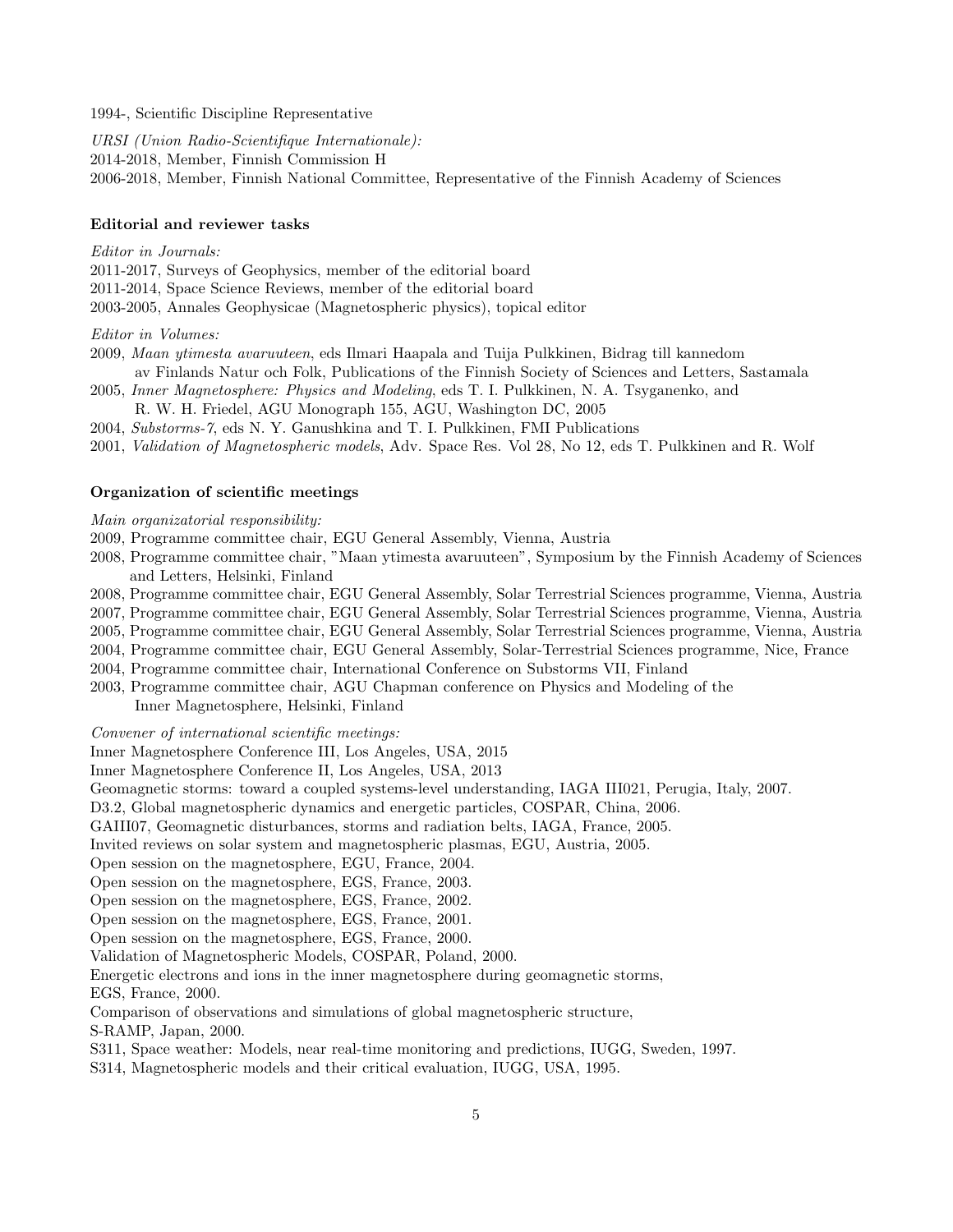1994-, Scientific Discipline Representative

*URSI (Union Radio-Scientifique Internationale):*
2014-2018, Member, Finnish Commission H
2006-2018, Member, Finnish National Committee, Representative of the Finnish Academy of Sciences

### Editorial and reviewer tasks

*Editor in Journals:*
2011-2017, Surveys of Geophysics, member of the editorial board
2011-2014, Space Science Reviews, member of the editorial board
2003-2005, Annales Geophysicae (Magnetospheric physics), topical editor

*Editor in Volumes:*
2009, *Maan ytimesta avaruuteen*, eds Ilmari Haapala and Tuija Pulkkinen, Bidrag till kannedom av Finlands Natur och Folk, Publications of the Finnish Society of Sciences and Letters, Sastamala
2005, *Inner Magnetosphere: Physics and Modeling*, eds T. I. Pulkkinen, N. A. Tsyganenko, and R. W. H. Friedel, AGU Monograph 155, AGU, Washington DC, 2005
2004, *Substorms-7*, eds N. Y. Ganushkina and T. I. Pulkkinen, FMI Publications
2001, *Validation of Magnetospheric models*, Adv. Space Res. Vol 28, No 12, eds T. Pulkkinen and R. Wolf

### Organization of scientific meetings

*Main organizatorial responsibility:*
2009, Programme committee chair, EGU General Assembly, Vienna, Austria
2008, Programme committee chair, "Maan ytimesta avaruuteen", Symposium by the Finnish Academy of Sciences and Letters, Helsinki, Finland
2008, Programme committee chair, EGU General Assembly, Solar Terrestrial Sciences programme, Vienna, Austria
2007, Programme committee chair, EGU General Assembly, Solar Terrestrial Sciences programme, Vienna, Austria
2005, Programme committee chair, EGU General Assembly, Solar Terrestrial Sciences programme, Vienna, Austria
2004, Programme committee chair, EGU General Assembly, Solar-Terrestrial Sciences programme, Nice, France
2004, Programme committee chair, International Conference on Substorms VII, Finland
2003, Programme committee chair, AGU Chapman conference on Physics and Modeling of the Inner Magnetosphere, Helsinki, Finland

*Convener of international scientific meetings:*
Inner Magnetosphere Conference III, Los Angeles, USA, 2015
Inner Magnetosphere Conference II, Los Angeles, USA, 2013
Geomagnetic storms: toward a coupled systems-level understanding, IAGA III021, Perugia, Italy, 2007.
D3.2, Global magnetospheric dynamics and energetic particles, COSPAR, China, 2006.
GAIII07, Geomagnetic disturbances, storms and radiation belts, IAGA, France, 2005.
Invited reviews on solar system and magnetospheric plasmas, EGU, Austria, 2005.
Open session on the magnetosphere, EGU, France, 2004.
Open session on the magnetosphere, EGS, France, 2003.
Open session on the magnetosphere, EGS, France, 2002.
Open session on the magnetosphere, EGS, France, 2001.
Open session on the magnetosphere, EGS, France, 2000.
Validation of Magnetospheric Models, COSPAR, Poland, 2000.
Energetic electrons and ions in the inner magnetosphere during geomagnetic storms,
EGS, France, 2000.
Comparison of observations and simulations of global magnetospheric structure,
S-RAMP, Japan, 2000.
S311, Space weather: Models, near real-time monitoring and predictions, IUGG, Sweden, 1997.
S314, Magnetospheric models and their critical evaluation, IUGG, USA, 1995.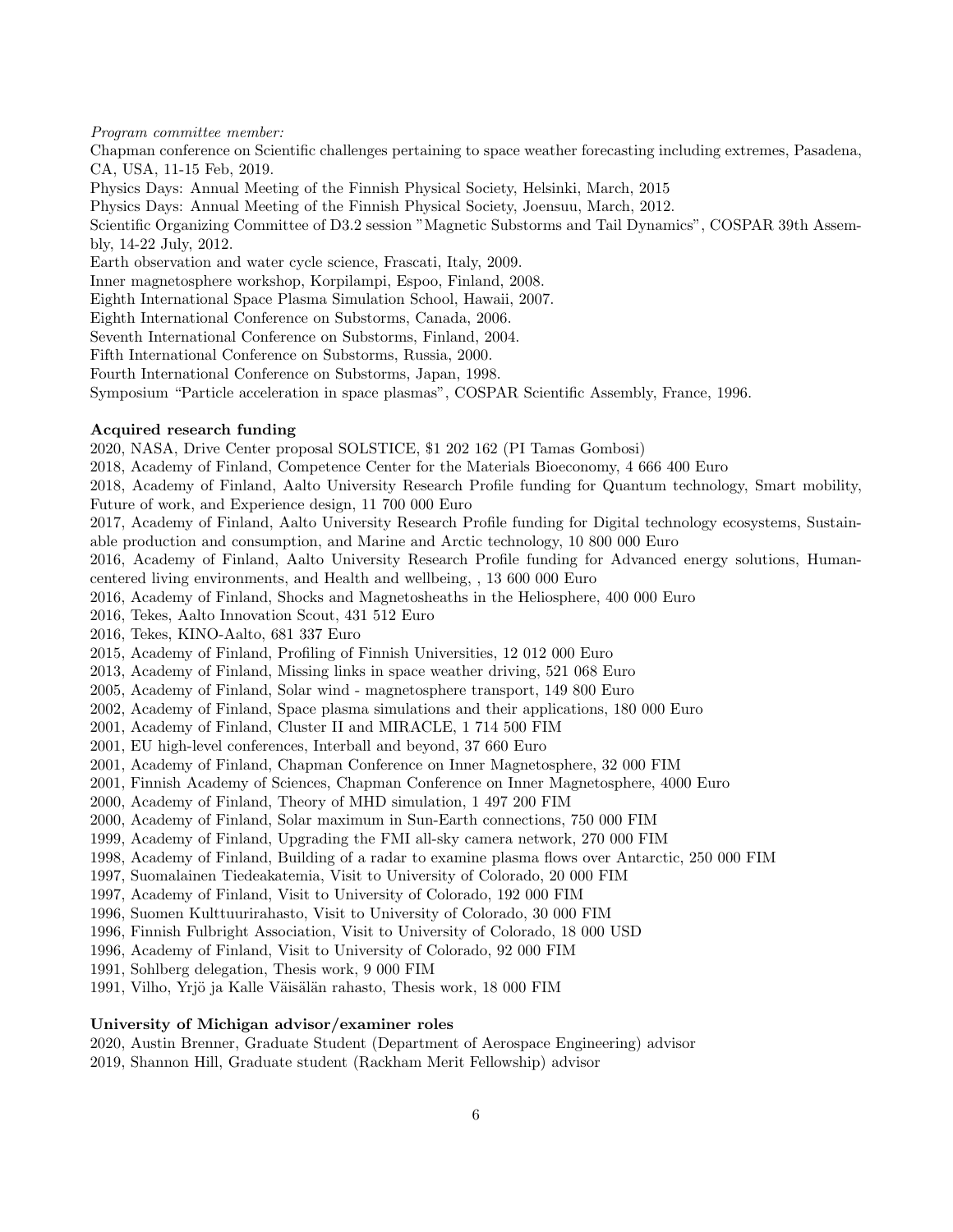*Program committee member:*

Chapman conference on Scientific challenges pertaining to space weather forecasting including extremes, Pasadena, CA, USA, 11-15 Feb, 2019.

Physics Days: Annual Meeting of the Finnish Physical Society, Helsinki, March, 2015

Physics Days: Annual Meeting of the Finnish Physical Society, Joensuu, March, 2012.

Scientific Organizing Committee of D3.2 session "Magnetic Substorms and Tail Dynamics", COSPAR 39th Assembly, 14-22 July, 2012.

Earth observation and water cycle science, Frascati, Italy, 2009.

Inner magnetosphere workshop, Korpilampi, Espoo, Finland, 2008.

Eighth International Space Plasma Simulation School, Hawaii, 2007.

Eighth International Conference on Substorms, Canada, 2006.

Seventh International Conference on Substorms, Finland, 2004.

Fifth International Conference on Substorms, Russia, 2000.

Fourth International Conference on Substorms, Japan, 1998.

Symposium "Particle acceleration in space plasmas", COSPAR Scientific Assembly, France, 1996.

**Acquired research funding**

2020, NASA, Drive Center proposal SOLSTICE, $1 202 162 (PI Tamas Gombosi)

2018, Academy of Finland, Competence Center for the Materials Bioeconomy, 4 666 400 Euro

2018, Academy of Finland, Aalto University Research Profile funding for Quantum technology, Smart mobility, Future of work, and Experience design, 11 700 000 Euro

2017, Academy of Finland, Aalto University Research Profile funding for Digital technology ecosystems, Sustainable production and consumption, and Marine and Arctic technology, 10 800 000 Euro

2016, Academy of Finland, Aalto University Research Profile funding for Advanced energy solutions, Human-centered living environments, and Health and wellbeing, , 13 600 000 Euro

2016, Academy of Finland, Shocks and Magnetosheaths in the Heliosphere, 400 000 Euro

2016, Tekes, Aalto Innovation Scout, 431 512 Euro

2016, Tekes, KINO-Aalto, 681 337 Euro

2015, Academy of Finland, Profiling of Finnish Universities, 12 012 000 Euro

2013, Academy of Finland, Missing links in space weather driving, 521 068 Euro

2005, Academy of Finland, Solar wind - magnetosphere transport, 149 800 Euro

2002, Academy of Finland, Space plasma simulations and their applications, 180 000 Euro

2001, Academy of Finland, Cluster II and MIRACLE, 1 714 500 FIM

2001, EU high-level conferences, Interball and beyond, 37 660 Euro

2001, Academy of Finland, Chapman Conference on Inner Magnetosphere, 32 000 FIM

2001, Finnish Academy of Sciences, Chapman Conference on Inner Magnetosphere, 4000 Euro

2000, Academy of Finland, Theory of MHD simulation, 1 497 200 FIM

2000, Academy of Finland, Solar maximum in Sun-Earth connections, 750 000 FIM

1999, Academy of Finland, Upgrading the FMI all-sky camera network, 270 000 FIM

1998, Academy of Finland, Building of a radar to examine plasma flows over Antarctic, 250 000 FIM

1997, Suomalainen Tiedeakatemia, Visit to University of Colorado, 20 000 FIM

1997, Academy of Finland, Visit to University of Colorado, 192 000 FIM

1996, Suomen Kulttuurirahasto, Visit to University of Colorado, 30 000 FIM

1996, Finnish Fulbright Association, Visit to University of Colorado, 18 000 USD

1996, Academy of Finland, Visit to University of Colorado, 92 000 FIM

1991, Sohlberg delegation, Thesis work, 9 000 FIM

1991, Vilho, Yrjö ja Kalle Väisälän rahasto, Thesis work, 18 000 FIM

**University of Michigan advisor/examiner roles**

2020, Austin Brenner, Graduate Student (Department of Aerospace Engineering) advisor

2019, Shannon Hill, Graduate student (Rackham Merit Fellowship) advisor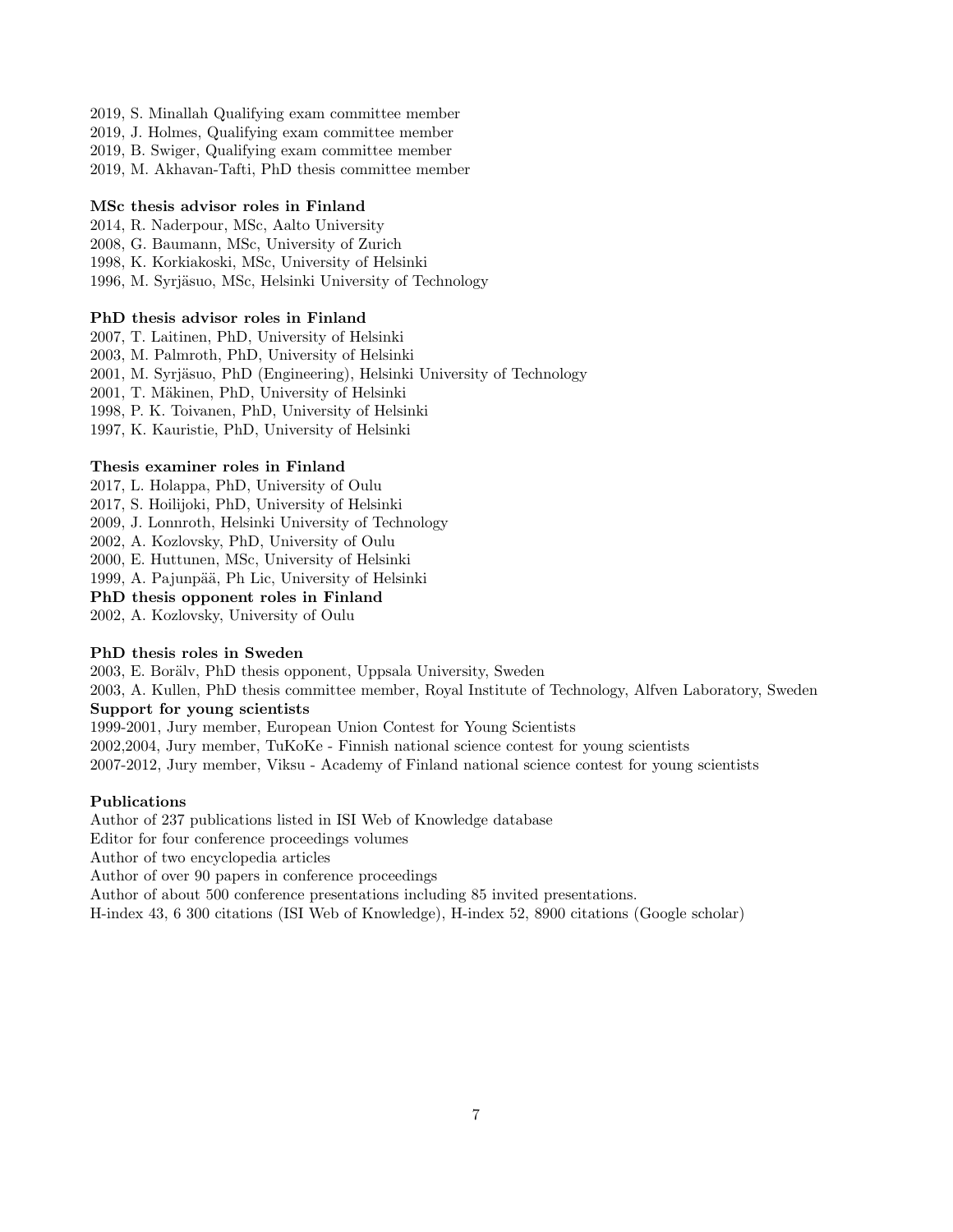2019, S. Minallah Qualifying exam committee member
2019, J. Holmes, Qualifying exam committee member
2019, B. Swiger, Qualifying exam committee member
2019, M. Akhavan-Tafti, PhD thesis committee member

**MSc thesis advisor roles in Finland**

2014, R. Naderpour, MSc, Aalto University
2008, G. Baumann, MSc, University of Zurich
1998, K. Korkiakoski, MSc, University of Helsinki
1996, M. Syrjäsuo, MSc, Helsinki University of Technology

**PhD thesis advisor roles in Finland**

2007, T. Laitinen, PhD, University of Helsinki
2003, M. Palmroth, PhD, University of Helsinki
2001, M. Syrjäsuo, PhD (Engineering), Helsinki University of Technology
2001, T. Mäkinen, PhD, University of Helsinki
1998, P. K. Toivanen, PhD, University of Helsinki
1997, K. Kauristie, PhD, University of Helsinki

**Thesis examiner roles in Finland**

2017, L. Holappa, PhD, University of Oulu
2017, S. Hoilijoki, PhD, University of Helsinki
2009, J. Lonnroth, Helsinki University of Technology
2002, A. Kozlovsky, PhD, University of Oulu
2000, E. Huttunen, MSc, University of Helsinki
1999, A. Pajunpää, Ph Lic, University of Helsinki

**PhD thesis opponent roles in Finland**

2002, A. Kozlovsky, University of Oulu

**PhD thesis roles in Sweden**

2003, E. Borälv, PhD thesis opponent, Uppsala University, Sweden
2003, A. Kullen, PhD thesis committee member, Royal Institute of Technology, Alfven Laboratory, Sweden

**Support for young scientists**

1999-2001, Jury member, European Union Contest for Young Scientists
2002,2004, Jury member, TuKoKe - Finnish national science contest for young scientists
2007-2012, Jury member, Viksu - Academy of Finland national science contest for young scientists

**Publications**

Author of 237 publications listed in ISI Web of Knowledge database
Editor for four conference proceedings volumes
Author of two encyclopedia articles
Author of over 90 papers in conference proceedings
Author of about 500 conference presentations including 85 invited presentations.
H-index 43, 6 300 citations (ISI Web of Knowledge), H-index 52, 8900 citations (Google scholar)